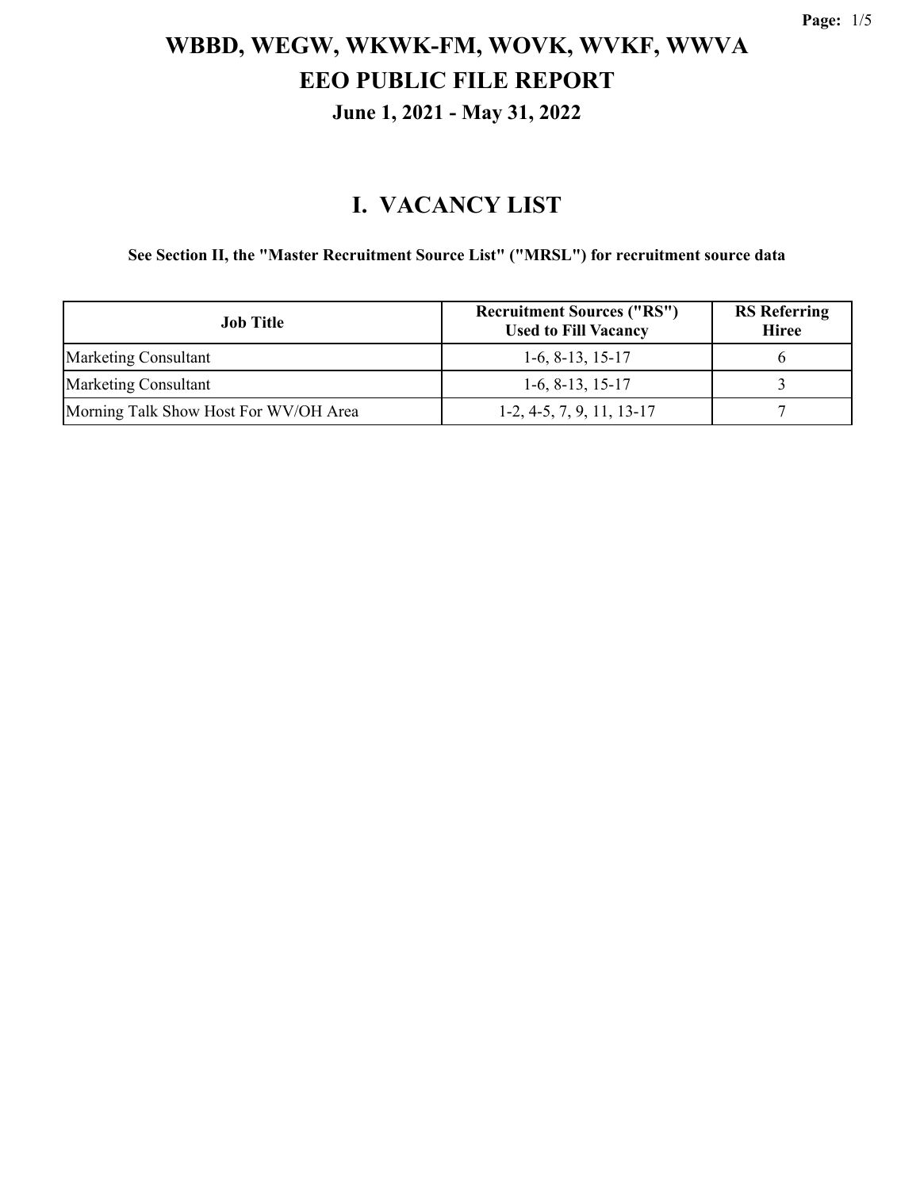# WBBD, WEGW, WKWK-FM, WOVK, WVKF, WWVA
# EEO PUBLIC FILE REPORT
### June 1, 2021 - May 31, 2022

## I. VACANCY LIST

**See Section II, the "Master Recruitment Source List" ("MRSL") for recruitment source data**

| Job Title | Recruitment Sources ("RS") Used to Fill Vacancy | RS Referring Hiree |
|---|---|---|
| Marketing Consultant | 1-6, 8-13, 15-17 | 6 |
| Marketing Consultant | 1-6, 8-13, 15-17 | 3 |
| Morning Talk Show Host For WV/OH Area | 1-2, 4-5, 7, 9, 11, 13-17 | 7 |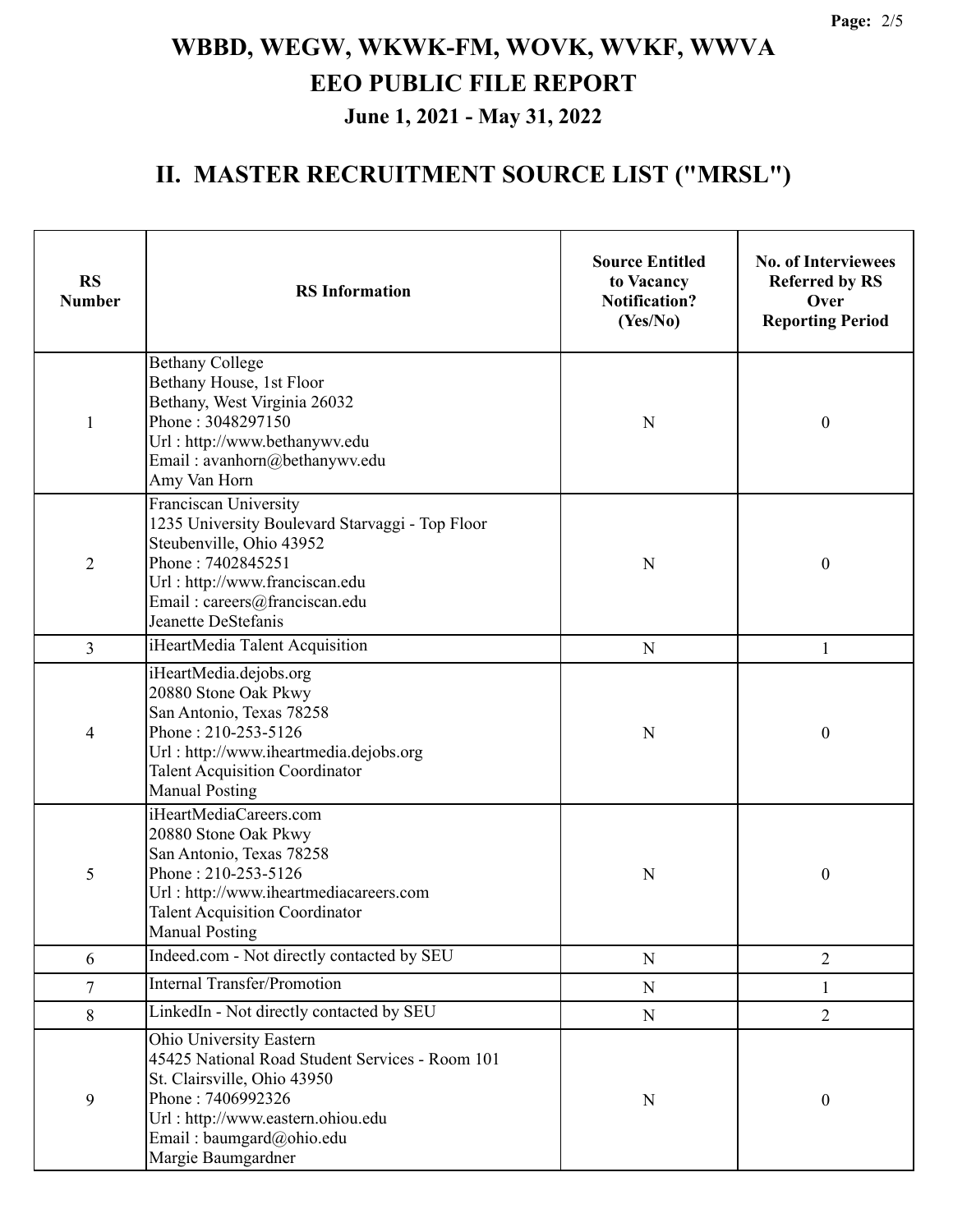# WBBD, WEGW, WKWK-FM, WOVK, WVKF, WWVA

## EEO PUBLIC FILE REPORT

### June 1, 2021 - May 31, 2022

## II. MASTER RECRUITMENT SOURCE LIST ("MRSL")

| RS Number | RS Information | Source Entitled to Vacancy Notification? (Yes/No) | No. of Interviewees Referred by RS Over Reporting Period |
|---|---|---|---|
| 1 | Bethany College<br>Bethany House, 1st Floor<br>Bethany, West Virginia 26032<br>Phone : 3048297150<br>Url : http://www.bethanywv.edu<br>Email : avanhorn@bethanywv.edu<br>Amy Van Horn | N | 0 |
| 2 | Franciscan University<br>1235 University Boulevard Starvaggi - Top Floor<br>Steubenville, Ohio 43952<br>Phone : 7402845251<br>Url : http://www.franciscan.edu<br>Email : careers@franciscan.edu<br>Jeanette DeStefanis | N | 0 |
| 3 | iHeartMedia Talent Acquisition | N | 1 |
| 4 | iHeartMedia.dejobs.org<br>20880 Stone Oak Pkwy<br>San Antonio, Texas 78258<br>Phone : 210-253-5126<br>Url : http://www.iheartmedia.dejobs.org<br>Talent Acquisition Coordinator<br>Manual Posting | N | 0 |
| 5 | iHeartMediaCareers.com<br>20880 Stone Oak Pkwy<br>San Antonio, Texas 78258<br>Phone : 210-253-5126<br>Url : http://www.iheartmediacareers.com<br>Talent Acquisition Coordinator<br>Manual Posting | N | 0 |
| 6 | Indeed.com - Not directly contacted by SEU | N | 2 |
| 7 | Internal Transfer/Promotion | N | 1 |
| 8 | LinkedIn - Not directly contacted by SEU | N | 2 |
| 9 | Ohio University Eastern<br>45425 National Road Student Services - Room 101<br>St. Clairsville, Ohio 43950<br>Phone : 7406992326<br>Url : http://www.eastern.ohiou.edu<br>Email : baumgard@ohio.edu<br>Margie Baumgardner | N | 0 |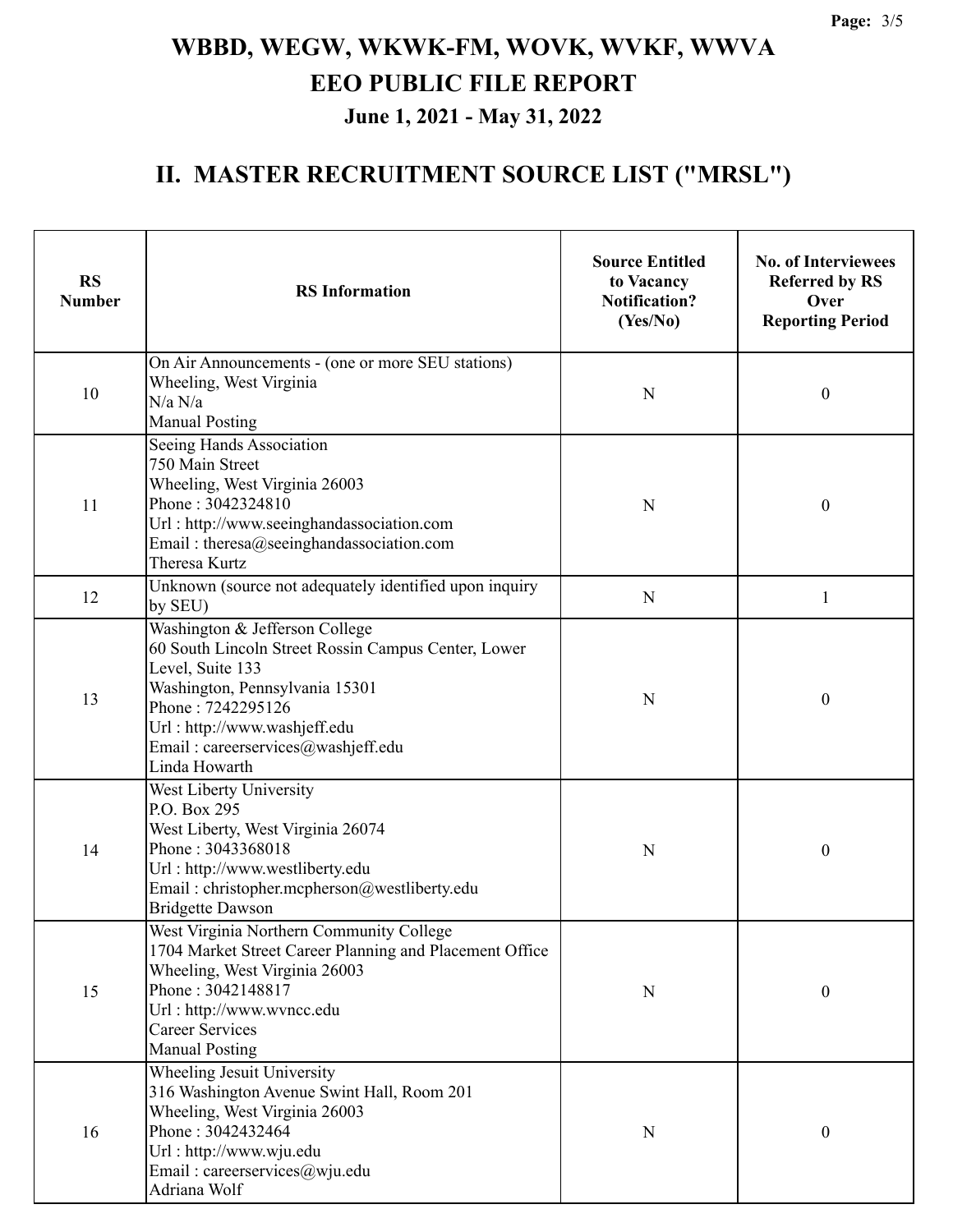# WBBD, WEGW, WKWK-FM, WOVK, WVKF, WWVA

## EEO PUBLIC FILE REPORT

### June 1, 2021 - May 31, 2022

## II. MASTER RECRUITMENT SOURCE LIST ("MRSL")

| RS Number | RS Information | Source Entitled to Vacancy Notification? (Yes/No) | No. of Interviewees Referred by RS Over Reporting Period |
|---|---|---|---|
| 10 | On Air Announcements - (one or more SEU stations)<br>Wheeling, West Virginia<br>N/a N/a<br>Manual Posting | N | 0 |
| 11 | Seeing Hands Association<br>750 Main Street<br>Wheeling, West Virginia 26003<br>Phone : 3042324810<br>Url : http://www.seeinghandassociation.com<br>Email : theresa@seeinghandassociation.com<br>Theresa Kurtz | N | 0 |
| 12 | Unknown (source not adequately identified upon inquiry by SEU) | N | 1 |
| 13 | Washington & Jefferson College<br>60 South Lincoln Street Rossin Campus Center, Lower Level, Suite 133<br>Washington, Pennsylvania 15301<br>Phone : 7242295126<br>Url : http://www.washjeff.edu<br>Email : careerservices@washjeff.edu<br>Linda Howarth | N | 0 |
| 14 | West Liberty University<br>P.O. Box 295<br>West Liberty, West Virginia 26074<br>Phone : 3043368018<br>Url : http://www.westliberty.edu<br>Email : christopher.mcpherson@westliberty.edu<br>Bridgette Dawson | N | 0 |
| 15 | West Virginia Northern Community College<br>1704 Market Street Career Planning and Placement Office<br>Wheeling, West Virginia 26003<br>Phone : 3042148817<br>Url : http://www.wvncc.edu<br>Career Services<br>Manual Posting | N | 0 |
| 16 | Wheeling Jesuit University<br>316 Washington Avenue Swint Hall, Room 201<br>Wheeling, West Virginia 26003<br>Phone : 3042432464<br>Url : http://www.wju.edu<br>Email : careerservices@wju.edu<br>Adriana Wolf | N | 0 |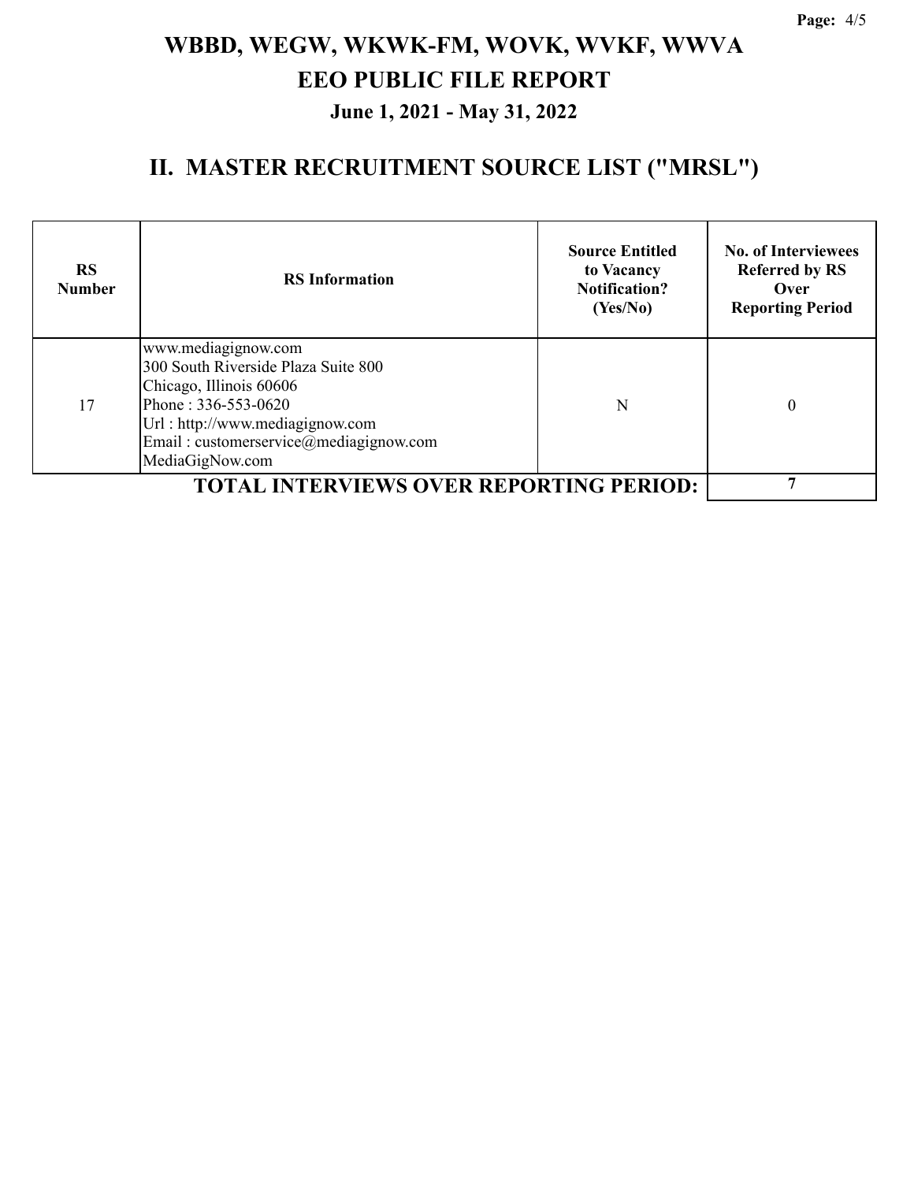# WBBD, WEGW, WKWK-FM, WOVK, WVKF, WWVA
# EEO PUBLIC FILE REPORT
### June 1, 2021 - May 31, 2022

## II. MASTER RECRUITMENT SOURCE LIST ("MRSL")

| RS Number | RS Information | Source Entitled to Vacancy Notification? (Yes/No) | No. of Interviewees Referred by RS Over Reporting Period |
|---|---|---|---|
| 17 | www.mediagignow.com<br>300 South Riverside Plaza Suite 800<br>Chicago, Illinois 60606<br>Phone : 336-553-0620<br>Url : http://www.mediagignow.com<br>Email : customerservice@mediagignow.com<br>MediaGigNow.com | N | 0 |
| **TOTAL INTERVIEWS OVER REPORTING PERIOD:** | | | **7** |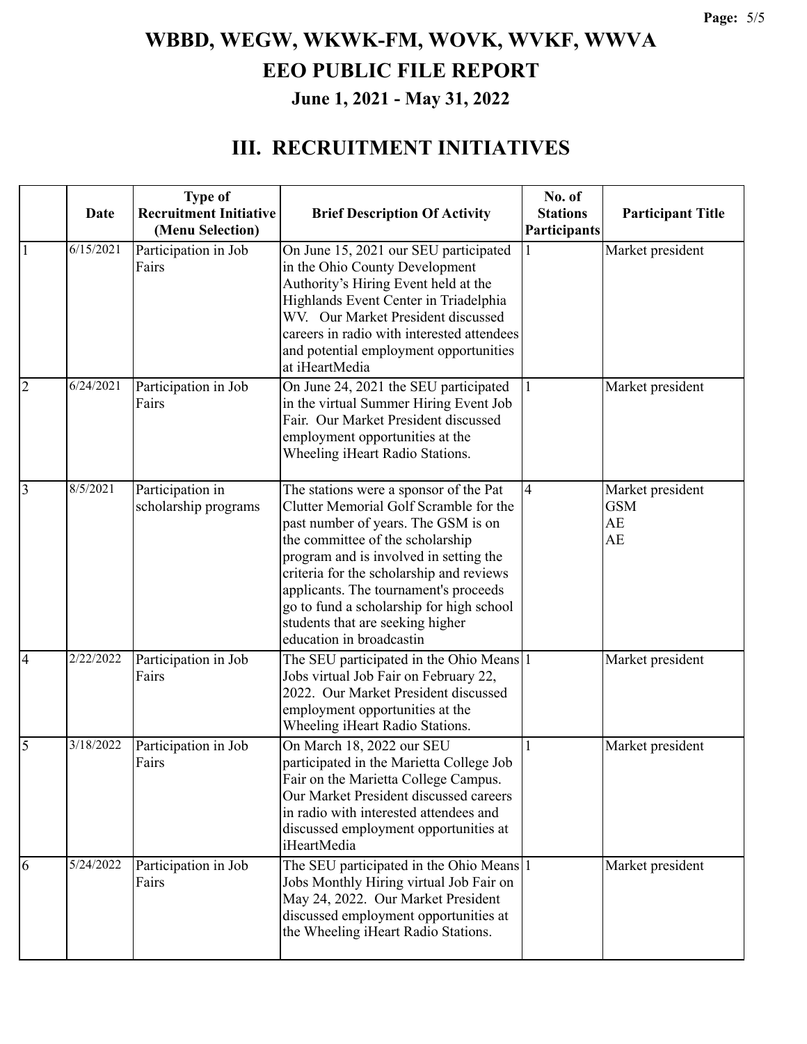# WBBD, WEGW, WKWK-FM, WOVK, WVKF, WWVA
## EEO PUBLIC FILE REPORT
### June 1, 2021 - May 31, 2022

## III. RECRUITMENT INITIATIVES

| | Date | Type of Recruitment Initiative (Menu Selection) | Brief Description Of Activity | No. of Stations Participants | Participant Title |
|---|---|---|---|---|---|
| 1 | 6/15/2021 | Participation in Job Fairs | On June 15, 2021 our SEU participated in the Ohio County Development Authority's Hiring Event held at the Highlands Event Center in Triadelphia WV. Our Market President discussed careers in radio with interested attendees and potential employment opportunities at iHeartMedia | 1 | Market president |
| 2 | 6/24/2021 | Participation in Job Fairs | On June 24, 2021 the SEU participated in the virtual Summer Hiring Event Job Fair. Our Market President discussed employment opportunities at the Wheeling iHeart Radio Stations. | 1 | Market president |
| 3 | 8/5/2021 | Participation in scholarship programs | The stations were a sponsor of the Pat Clutter Memorial Golf Scramble for the past number of years. The GSM is on the committee of the scholarship program and is involved in setting the criteria for the scholarship and reviews applicants. The tournament's proceeds go to fund a scholarship for high school students that are seeking higher education in broadcastin | 4 | Market president<br>GSM<br>AE<br>AE |
| 4 | 2/22/2022 | Participation in Job Fairs | The SEU participated in the Ohio Means Jobs virtual Job Fair on February 22, 2022. Our Market President discussed employment opportunities at the Wheeling iHeart Radio Stations. | 1 | Market president |
| 5 | 3/18/2022 | Participation in Job Fairs | On March 18, 2022 our SEU participated in the Marietta College Job Fair on the Marietta College Campus. Our Market President discussed careers in radio with interested attendees and discussed employment opportunities at iHeartMedia | 1 | Market president |
| 6 | 5/24/2022 | Participation in Job Fairs | The SEU participated in the Ohio Means Jobs Monthly Hiring virtual Job Fair on May 24, 2022. Our Market President discussed employment opportunities at the Wheeling iHeart Radio Stations. | 1 | Market president |